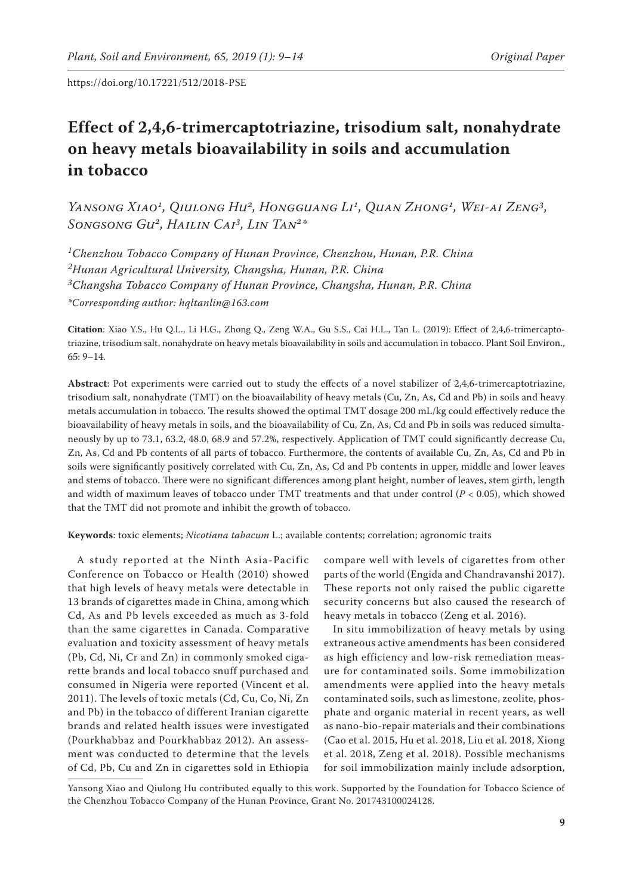# Effect of 2,4,6-trimercaptotriazine, trisodium salt, nonahydrate on heavy metals bioavailability in soils and accumulation in tobacco

*Yansong Xiao[1], Qiulong Hu[2], Hongguang Li[1], Quan Zhong[1], Wei-ai Zeng[3], Songsong Gu[2], Hailin Cai[3], Lin Tan[2]\**

[1]*Chenzhou Tobacco Company of Hunan Province, Chenzhou, Hunan, P.R. China*
[2]*Hunan Agricultural University, Changsha, Hunan, P.R. China*
[3]*Changsha Tobacco Company of Hunan Province, Changsha, Hunan, P.R. China*
*\*Corresponding author: hqltanlin@163.com*

**Citation**: Xiao Y.S., Hu Q.L., Li H.G., Zhong Q., Zeng W.A., Gu S.S., Cai H.L., Tan L. (2019): Effect of 2,4,6-trimercaptotriazine, trisodium salt, nonahydrate on heavy metals bioavailability in soils and accumulation in tobacco. Plant Soil Environ., 65: 9–14.

**Abstract**: Pot experiments were carried out to study the effects of a novel stabilizer of 2,4,6-trimercaptotriazine, trisodium salt, nonahydrate (TMT) on the bioavailability of heavy metals (Cu, Zn, As, Cd and Pb) in soils and heavy metals accumulation in tobacco. The results showed the optimal TMT dosage 200 mL/kg could effectively reduce the bioavailability of heavy metals in soils, and the bioavailability of Cu, Zn, As, Cd and Pb in soils was reduced simultaneously by up to 73.1, 63.2, 48.0, 68.9 and 57.2%, respectively. Application of TMT could significantly decrease Cu, Zn, As, Cd and Pb contents of all parts of tobacco. Furthermore, the contents of available Cu, Zn, As, Cd and Pb in soils were significantly positively correlated with Cu, Zn, As, Cd and Pb contents in upper, middle and lower leaves and stems of tobacco. There were no significant differences among plant height, number of leaves, stem girth, length and width of maximum leaves of tobacco under TMT treatments and that under control ($P < 0.05$), which showed that the TMT did not promote and inhibit the growth of tobacco.

**Keywords**: toxic elements; *Nicotiana tabacum* L.; available contents; correlation; agronomic traits

A study reported at the Ninth Asia-Pacific Conference on Tobacco or Health (2010) showed that high levels of heavy metals were detectable in 13 brands of cigarettes made in China, among which Cd, As and Pb levels exceeded as much as 3-fold than the same cigarettes in Canada. Comparative evaluation and toxicity assessment of heavy metals (Pb, Cd, Ni, Cr and Zn) in commonly smoked cigarette brands and local tobacco snuff purchased and consumed in Nigeria were reported (Vincent et al. 2011). The levels of toxic metals (Cd, Cu, Co, Ni, Zn and Pb) in the tobacco of different Iranian cigarette brands and related health issues were investigated (Pourkhabbaz and Pourkhabbaz 2012). An assessment was conducted to determine that the levels of Cd, Pb, Cu and Zn in cigarettes sold in Ethiopia compare well with levels of cigarettes from other parts of the world (Engida and Chandravanshi 2017). These reports not only raised the public cigarette security concerns but also caused the research of heavy metals in tobacco (Zeng et al. 2016).

In situ immobilization of heavy metals by using extraneous active amendments has been considered as high efficiency and low-risk remediation measure for contaminated soils. Some immobilization amendments were applied into the heavy metals contaminated soils, such as limestone, zeolite, phosphate and organic material in recent years, as well as nano-bio-repair materials and their combinations (Cao et al. 2015, Hu et al. 2018, Liu et al. 2018, Xiong et al. 2018, Zeng et al. 2018). Possible mechanisms for soil immobilization mainly include adsorption,

Yansong Xiao and Qiulong Hu contributed equally to this work. Supported by the Foundation for Tobacco Science of the Chenzhou Tobacco Company of the Hunan Province, Grant No. 201743100024128.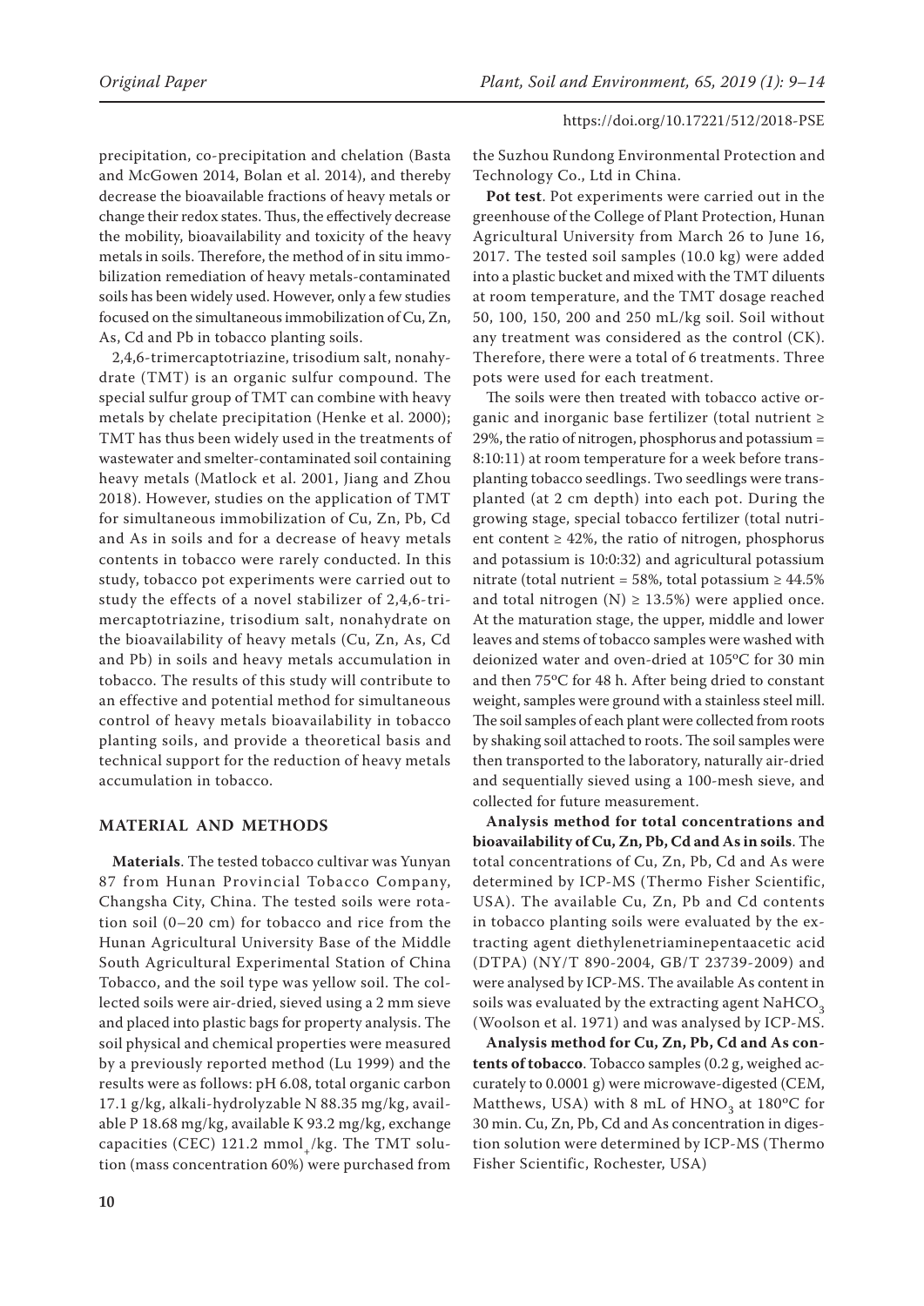precipitation, co-precipitation and chelation (Basta and McGowen 2014, Bolan et al. 2014), and thereby decrease the bioavailable fractions of heavy metals or change their redox states. Thus, the effectively decrease the mobility, bioavailability and toxicity of the heavy metals in soils. Therefore, the method of in situ immobilization remediation of heavy metals-contaminated soils has been widely used. However, only a few studies focused on the simultaneous immobilization of Cu, Zn, As, Cd and Pb in tobacco planting soils.

2,4,6-trimercaptotriazine, trisodium salt, nonahydrate (TMT) is an organic sulfur compound. The special sulfur group of TMT can combine with heavy metals by chelate precipitation (Henke et al. 2000); TMT has thus been widely used in the treatments of wastewater and smelter-contaminated soil containing heavy metals (Matlock et al. 2001, Jiang and Zhou 2018). However, studies on the application of TMT for simultaneous immobilization of Cu, Zn, Pb, Cd and As in soils and for a decrease of heavy metals contents in tobacco were rarely conducted. In this study, tobacco pot experiments were carried out to study the effects of a novel stabilizer of 2,4,6-trimercaptotriazine, trisodium salt, nonahydrate on the bioavailability of heavy metals (Cu, Zn, As, Cd and Pb) in soils and heavy metals accumulation in tobacco. The results of this study will contribute to an effective and potential method for simultaneous control of heavy metals bioavailability in tobacco planting soils, and provide a theoretical basis and technical support for the reduction of heavy metals accumulation in tobacco.

## MATERIAL AND METHODS

**Materials**. The tested tobacco cultivar was Yunyan 87 from Hunan Provincial Tobacco Company, Changsha City, China. The tested soils were rotation soil (0–20 cm) for tobacco and rice from the Hunan Agricultural University Base of the Middle South Agricultural Experimental Station of China Tobacco, and the soil type was yellow soil. The collected soils were air-dried, sieved using a 2 mm sieve and placed into plastic bags for property analysis. The soil physical and chemical properties were measured by a previously reported method (Lu 1999) and the results were as follows: pH 6.08, total organic carbon 17.1 g/kg, alkali-hydrolyzable N 88.35 mg/kg, available P 18.68 mg/kg, available K 93.2 mg/kg, exchange capacities (CEC) 121.2 $mmol_+$/kg. The TMT solution (mass concentration 60%) were purchased from the Suzhou Rundong Environmental Protection and Technology Co., Ltd in China.

**Pot test**. Pot experiments were carried out in the greenhouse of the College of Plant Protection, Hunan Agricultural University from March 26 to June 16, 2017. The tested soil samples (10.0 kg) were added into a plastic bucket and mixed with the TMT diluents at room temperature, and the TMT dosage reached 50, 100, 150, 200 and 250 mL/kg soil. Soil without any treatment was considered as the control (CK). Therefore, there were a total of 6 treatments. Three pots were used for each treatment.

The soils were then treated with tobacco active organic and inorganic base fertilizer (total nutrient ≥ 29%, the ratio of nitrogen, phosphorus and potassium = 8:10:11) at room temperature for a week before transplanting tobacco seedlings. Two seedlings were transplanted (at 2 cm depth) into each pot. During the growing stage, special tobacco fertilizer (total nutrient content ≥ 42%, the ratio of nitrogen, phosphorus and potassium is 10:0:32) and agricultural potassium nitrate (total nutrient = 58%, total potassium ≥ 44.5% and total nitrogen (N) ≥ 13.5%) were applied once. At the maturation stage, the upper, middle and lower leaves and stems of tobacco samples were washed with deionized water and oven-dried at 105°C for 30 min and then 75°C for 48 h. After being dried to constant weight, samples were ground with a stainless steel mill. The soil samples of each plant were collected from roots by shaking soil attached to roots. The soil samples were then transported to the laboratory, naturally air-dried and sequentially sieved using a 100-mesh sieve, and collected for future measurement.

**Analysis method for total concentrations and bioavailability of Cu, Zn, Pb, Cd and As in soils**. The total concentrations of Cu, Zn, Pb, Cd and As were determined by ICP-MS (Thermo Fisher Scientific, USA). The available Cu, Zn, Pb and Cd contents in tobacco planting soils were evaluated by the extracting agent diethylenetriaminepentaacetic acid (DTPA) (NY/T 890-2004, GB/T 23739-2009) and were analysed by ICP-MS. The available As content in soils was evaluated by the extracting agent $NaHCO_3$ (Woolson et al. 1971) and was analysed by ICP-MS.

**Analysis method for Cu, Zn, Pb, Cd and As contents of tobacco**. Tobacco samples (0.2 g, weighed accurately to 0.0001 g) were microwave-digested (CEM, Matthews, USA) with 8 mL of $HNO_3$ at 180°C for 30 min. Cu, Zn, Pb, Cd and As concentration in digestion solution were determined by ICP-MS (Thermo Fisher Scientific, Rochester, USA)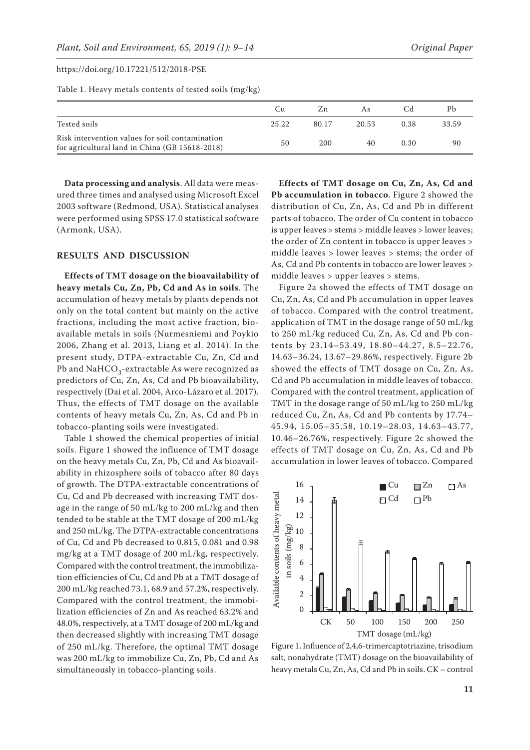Table 1. Heavy metals contents of tested soils (mg/kg)

| | Cu | Zn | As | Cd | Pb |
|---|---|---|---|---|---|
| Tested soils | 25.22 | 80.17 | 20.53 | 0.38 | 33.59 |
| Risk intervention values for soil contamination for agricultural land in China (GB 15618-2018) | 50 | 200 | 40 | 0.30 | 90 |

**Data processing and analysis**. All data were measured three times and analysed using Microsoft Excel 2003 software (Redmond, USA). Statistical analyses were performed using SPSS 17.0 statistical software (Armonk, USA).

## RESULTS AND DISCUSSION

**Effects of TMT dosage on the bioavailability of heavy metals Cu, Zn, Pb, Cd and As in soils**. The accumulation of heavy metals by plants depends not only on the total content but mainly on the active fractions, including the most active fraction, bioavailable metals in soils (Nurmesniemi and Poykio 2006, Zhang et al. 2013, Liang et al. 2014). In the present study, DTPA-extractable Cu, Zn, Cd and Pb and $NaHCO_3$-extractable As were recognized as predictors of Cu, Zn, As, Cd and Pb bioavailability, respectively (Dai et al. 2004, Arco-Lázaro et al. 2017). Thus, the effects of TMT dosage on the available contents of heavy metals Cu, Zn, As, Cd and Pb in tobacco-planting soils were investigated.

Table 1 showed the chemical properties of initial soils. Figure 1 showed the influence of TMT dosage on the heavy metals Cu, Zn, Pb, Cd and As bioavailability in rhizosphere soils of tobacco after 80 days of growth. The DTPA-extractable concentrations of Cu, Cd and Pb decreased with increasing TMT dosage in the range of 50 mL/kg to 200 mL/kg and then tended to be stable at the TMT dosage of 200 mL/kg and 250 mL/kg. The DTPA-extractable concentrations of Cu, Cd and Pb decreased to 0.815, 0.081 and 0.98 mg/kg at a TMT dosage of 200 mL/kg, respectively. Compared with the control treatment, the immobilization efficiencies of Cu, Cd and Pb at a TMT dosage of 200 mL/kg reached 73.1, 68.9 and 57.2%, respectively. Compared with the control treatment, the immobilization efficiencies of Zn and As reached 63.2% and 48.0%, respectively, at a TMT dosage of 200 mL/kg and then decreased slightly with increasing TMT dosage of 250 mL/kg. Therefore, the optimal TMT dosage was 200 mL/kg to immobilize Cu, Zn, Pb, Cd and As simultaneously in tobacco-planting soils.

**Effects of TMT dosage on Cu, Zn, As, Cd and Pb accumulation in tobacco**. Figure 2 showed the distribution of Cu, Zn, As, Cd and Pb in different parts of tobacco. The order of Cu content in tobacco is upper leaves > stems > middle leaves > lower leaves; the order of Zn content in tobacco is upper leaves > middle leaves > lower leaves > stems; the order of As, Cd and Pb contents in tobacco are lower leaves > middle leaves > upper leaves > stems.

Figure 2a showed the effects of TMT dosage on Cu, Zn, As, Cd and Pb accumulation in upper leaves of tobacco. Compared with the control treatment, application of TMT in the dosage range of 50 mL/kg to 250 mL/kg reduced Cu, Zn, As, Cd and Pb contents by 23.14–53.49, 18.80–44.27, 8.5–22.76, 14.63–36.24, 13.67–29.86%, respectively. Figure 2b showed the effects of TMT dosage on Cu, Zn, As, Cd and Pb accumulation in middle leaves of tobacco. Compared with the control treatment, application of TMT in the dosage range of 50 mL/kg to 250 mL/kg reduced Cu, Zn, As, Cd and Pb contents by 17.74–45.94, 15.05–35.58, 10.19–28.03, 14.63–43.77, 10.46–26.76%, respectively. Figure 2c showed the effects of TMT dosage on Cu, Zn, As, Cd and Pb accumulation in lower leaves of tobacco. Compared

Figure 1. Influence of 2,4,6-trimercaptotriazine, trisodium salt, nonahydrate (TMT) dosage on the bioavailability of heavy metals Cu, Zn, As, Cd and Pb in soils. CK – control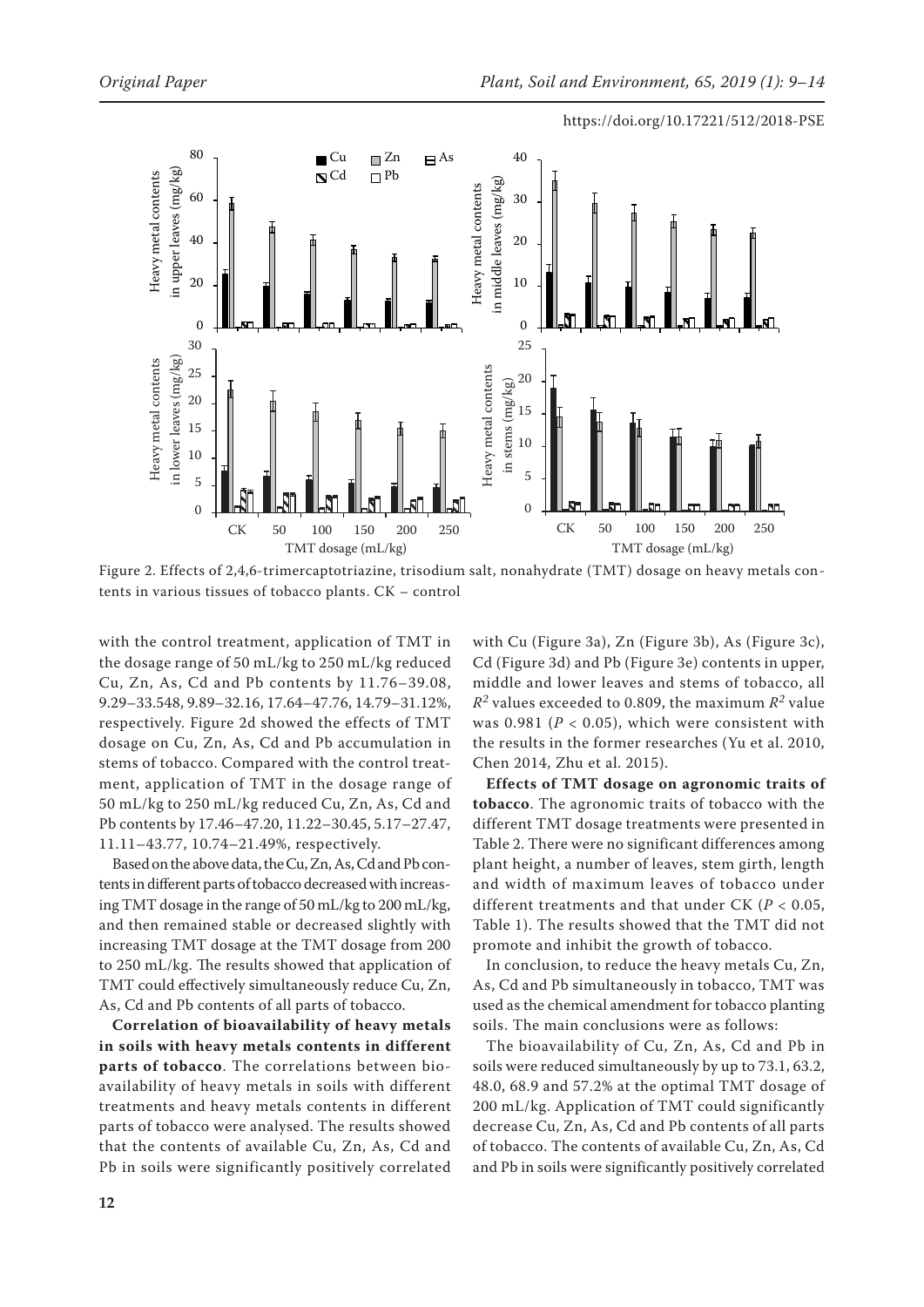Figure 2. Effects of 2,4,6-trimercaptotriazine, trisodium salt, nonahydrate (TMT) dosage on heavy metals contents in various tissues of tobacco plants. CK – control

with the control treatment, application of TMT in the dosage range of 50 mL/kg to 250 mL/kg reduced Cu, Zn, As, Cd and Pb contents by 11.76–39.08, 9.29–33.548, 9.89–32.16, 17.64–47.76, 14.79–31.12%, respectively. Figure 2d showed the effects of TMT dosage on Cu, Zn, As, Cd and Pb accumulation in stems of tobacco. Compared with the control treatment, application of TMT in the dosage range of 50 mL/kg to 250 mL/kg reduced Cu, Zn, As, Cd and Pb contents by 17.46–47.20, 11.22–30.45, 5.17–27.47, 11.11–43.77, 10.74–21.49%, respectively.

Based on the above data, the Cu, Zn, As, Cd and Pb contents in different parts of tobacco decreased with increasing TMT dosage in the range of 50 mL/kg to 200 mL/kg, and then remained stable or decreased slightly with increasing TMT dosage at the TMT dosage from 200 to 250 mL/kg. The results showed that application of TMT could effectively simultaneously reduce Cu, Zn, As, Cd and Pb contents of all parts of tobacco.

**Correlation of bioavailability of heavy metals in soils with heavy metals contents in different parts of tobacco**. The correlations between bioavailability of heavy metals in soils with different treatments and heavy metals contents in different parts of tobacco were analysed. The results showed that the contents of available Cu, Zn, As, Cd and Pb in soils were significantly positively correlated with Cu (Figure 3a), Zn (Figure 3b), As (Figure 3c), Cd (Figure 3d) and Pb (Figure 3e) contents in upper, middle and lower leaves and stems of tobacco, all $R^2$ values exceeded to 0.809, the maximum $R^2$ value was 0.981 ($P < 0.05$), which were consistent with the results in the former researches (Yu et al. 2010, Chen 2014, Zhu et al. 2015).

**Effects of TMT dosage on agronomic traits of tobacco**. The agronomic traits of tobacco with the different TMT dosage treatments were presented in Table 2. There were no significant differences among plant height, a number of leaves, stem girth, length and width of maximum leaves of tobacco under different treatments and that under CK ($P < 0.05$, Table 1). The results showed that the TMT did not promote and inhibit the growth of tobacco.

In conclusion, to reduce the heavy metals Cu, Zn, As, Cd and Pb simultaneously in tobacco, TMT was used as the chemical amendment for tobacco planting soils. The main conclusions were as follows:

The bioavailability of Cu, Zn, As, Cd and Pb in soils were reduced simultaneously by up to 73.1, 63.2, 48.0, 68.9 and 57.2% at the optimal TMT dosage of 200 mL/kg. Application of TMT could significantly decrease Cu, Zn, As, Cd and Pb contents of all parts of tobacco. The contents of available Cu, Zn, As, Cd and Pb in soils were significantly positively correlated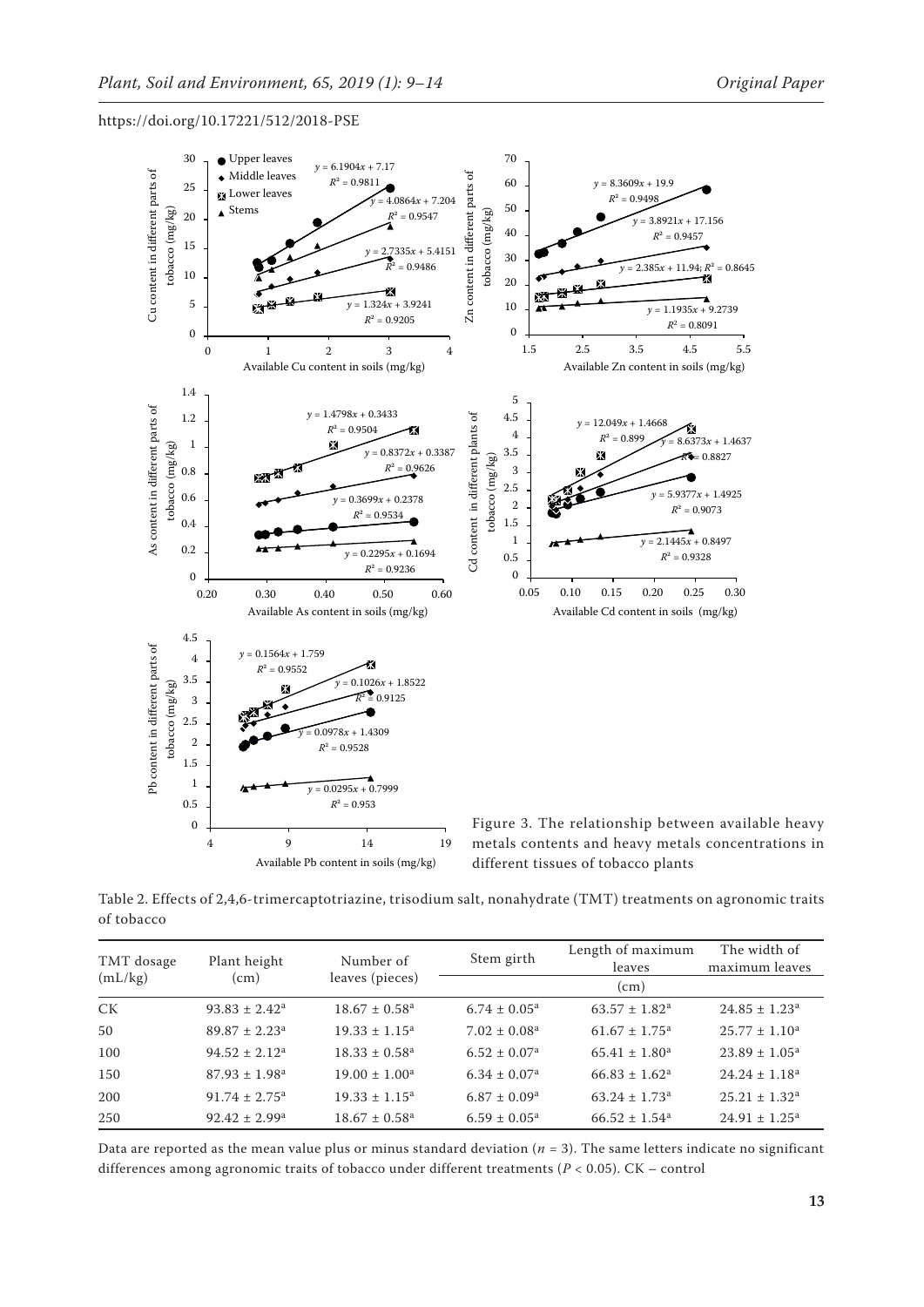Figure 3. The relationship between available heavy metals contents and heavy metals concentrations in different tissues of tobacco plants

Table 2. Effects of 2,4,6-trimercaptotriazine, trisodium salt, nonahydrate (TMT) treatments on agronomic traits of tobacco

| TMT dosage (mL/kg) | Plant height (cm) | Number of leaves (pieces) | Stem girth | Length of maximum leaves | The width of maximum leaves |
|---|---|---|---|---|---|
| | | | (cm) | | |
| CK | 93.83 ± 2.42[a] | 18.67 ± 0.58[a] | 6.74 ± 0.05[a] | 63.57 ± 1.82[a] | 24.85 ± 1.23[a] |
| 50 | 89.87 ± 2.23[a] | 19.33 ± 1.15[a] | 7.02 ± 0.08[a] | 61.67 ± 1.75[a] | 25.77 ± 1.10[a] |
| 100 | 94.52 ± 2.12[a] | 18.33 ± 0.58[a] | 6.52 ± 0.07[a] | 65.41 ± 1.80[a] | 23.89 ± 1.05[a] |
| 150 | 87.93 ± 1.98[a] | 19.00 ± 1.00[a] | 6.34 ± 0.07[a] | 66.83 ± 1.62[a] | 24.24 ± 1.18[a] |
| 200 | 91.74 ± 2.75[a] | 19.33 ± 1.15[a] | 6.87 ± 0.09[a] | 63.24 ± 1.73[a] | 25.21 ± 1.32[a] |
| 250 | 92.42 ± 2.99[a] | 18.67 ± 0.58[a] | 6.59 ± 0.05[a] | 66.52 ± 1.54[a] | 24.91 ± 1.25[a] |

Data are reported as the mean value plus or minus standard deviation ($n = 3$). The same letters indicate no significant differences among agronomic traits of tobacco under different treatments ($P < 0.05$). CK – control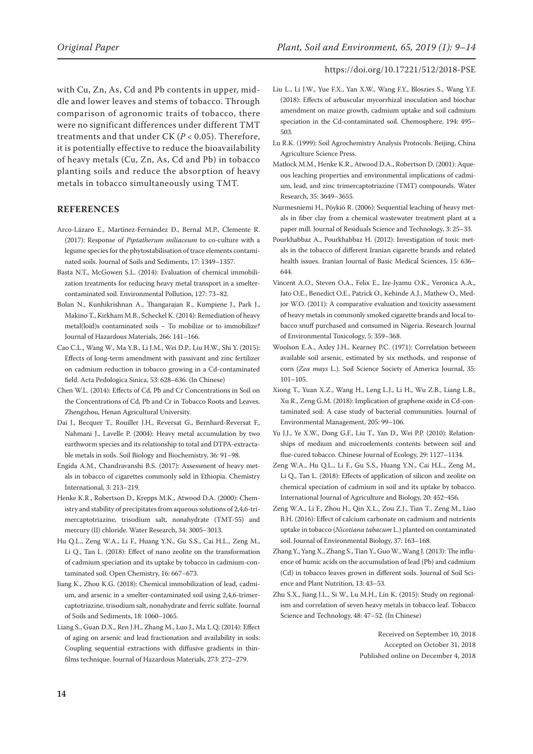with Cu, Zn, As, Cd and Pb contents in upper, middle and lower leaves and stems of tobacco. Through comparison of agronomic traits of tobacco, there were no significant differences under different TMT treatments and that under CK ($P < 0.05$). Therefore, it is potentially effective to reduce the bioavailability of heavy metals (Cu, Zn, As, Cd and Pb) in tobacco planting soils and reduce the absorption of heavy metals in tobacco simultaneously using TMT.

## REFERENCES

Arco-Lázaro E., Martínez-Fernández D., Bernal M.P., Clemente R. (2017): Response of *Piptatherum miliaceum* to co-culture with a legume species for the phytostabilisation of trace elements contaminated soils. Journal of Soils and Sediments, 17: 1349–1357.

Basta N.T., McGowen S.L. (2014): Evaluation of chemical immobilization treatments for reducing heavy metal transport in a smelter-contaminated soil. Environmental Pollution, 127: 73–82.

Bolan N., Kunhikrishnan A., Thangarajan R., Kumpiene J., Park J., Makino T., Kirkham M.B., Scheckel K. (2014): Remediation of heavy metal(loid)s contaminated soils – To mobilize or to immobilize? Journal of Hazardous Materials, 266: 141–166.

Cao C.L., Wang W., Ma Y.B., Li J.M., Wei D.P., Liu H.W., Shi Y. (2015): Effects of long-term amendment with passivant and zinc fertilizer on cadmium reduction in tobacco growing in a Cd-contaminated field. Acta Pedologica Sinica, 53: 628–636. (In Chinese)

Chen W.L. (2014): Effects of Cd, Pb and Cr Concentrations in Soil on the Concentrations of Cd, Pb and Cr in Tobacco Roots and Leaves. Zhengzhou, Henan Agricultural University.

Dai J., Becquer T., Rouiller J.H., Reversat G., Bernhard-Reversat F., Nahmani J., Lavelle P. (2004): Heavy metal accumulation by two earthworm species and its relationship to total and DTPA-extractable metals in soils. Soil Biology and Biochemistry, 36: 91–98.

Engida A.M., Chandravanshi B.S. (2017): Assessment of heavy metals in tobacco of cigarettes commonly sold in Ethiopia. Chemistry International, 3: 213–219.

Henke K.R., Robertson D., Krepps M.K., Atwood D.A. (2000): Chemistry and stability of precipitates from aqueous solutions of 2,4,6-trimercaptotriazine, trisodium salt, nonahydrate (TMT-55) and mercury (II) chloride. Water Research, 34: 3005–3013.

Hu Q.L., Zeng W.A., Li F., Huang Y.N., Gu S.S., Cai H.L., Zeng M., Li Q., Tan L. (2018): Effect of nano zeolite on the transformation of cadmium speciation and its uptake by tobacco in cadmium-contaminated soil. Open Chemistry, 16: 667–673.

Jiang K., Zhou K.G. (2018): Chemical immobilization of lead, cadmium, and arsenic in a smelter-contaminated soil using 2,4,6-trimercaptotriazine, trisodium salt, nonahydrate and ferric sulfate. Journal of Soils and Sediments, 18: 1060–1065.

Liang S., Guan D.X., Ren J.H., Zhang M., Luo J., Ma L.Q. (2014): Effect of aging on arsenic and lead fractionation and availability in soils: Coupling sequential extractions with diffusive gradients in thin-films technique. Journal of Hazardous Materials, 273: 272–279.

Liu L., Li J.W., Yue F.X., Yan X.W., Wang F.Y., Bloszies S., Wang Y.F. (2018): Effects of arbuscular mycorrhizal inoculation and biochar amendment on maize growth, cadmium uptake and soil cadmium speciation in the Cd-contaminated soil. Chemosphere, 194: 495–503.

Lu R.K. (1999): Soil Agrochemistry Analysis Protocols. Beijing, China Agriculture Science Press.

Matlock M.M., Henke K.R., Atwood D.A., Robertson D. (2001): Aqueous leaching properties and environmental implications of cadmium, lead, and zinc trimercaptotriazine (TMT) compounds. Water Research, 35: 3649–3655.

Nurmesniemi H., Pöykiö R. (2006): Sequential leaching of heavy metals in fiber clay from a chemical wastewater treatment plant at a paper mill. Journal of Residuals Science and Technology, 3: 25–33.

Pourkhabbaz A., Pourkhabbaz H. (2012): Investigation of toxic metals in the tobacco of different Iranian cigarette brands and related health issues. Iranian Journal of Basic Medical Sciences, 15: 636–644.

Vincent A.O., Steven O.A., Felix E., Ize-Iyamu O.K., Veronica A.A., Jato O.E., Benedict O.E., Patrick O., Kehinde A.J., Mathew O., Medjor W.O. (2011): A comparative evaluation and toxicity assessment of heavy metals in commonly smoked cigarette brands and local tobacco snuff purchased and consumed in Nigeria. Research Journal of Environmental Toxicology, 5: 359–368.

Woolson E.A., Axley J.H., Kearney P.C. (1971): Correlation between available soil arsenic, estimated by six methods, and response of corn (*Zea mays* L.). Soil Science Society of America Journal, 35: 101–105.

Xiong T., Yuan X.Z., Wang H., Leng L.J., Li H., Wu Z.B., Liang L.B., Xu R., Zeng G.M. (2018): Implication of graphene oxide in Cd-contaminated soil: A case study of bacterial communities. Journal of Environmental Management, 205: 99–106.

Yu J.J., Ye X.W., Dong G.F., Liu T., Yan D., Wei P.P. (2010): Relationships of medium and microelements contents between soil and flue-cured tobacco. Chinese Journal of Ecology, 29: 1127–1134.

Zeng W.A., Hu Q.L., Li F., Gu S.S., Huang Y.N., Cai H.L., Zeng M., Li Q., Tan L. (2018): Effects of application of silicon and zeolite on chemical speciation of cadmium in soil and its uptake by tobacco. International Journal of Agriculture and Biology, 20: 452–456.

Zeng W.A., Li F., Zhou H., Qin X.L., Zou Z.J., Tian T., Zeng M., Liao B.H. (2016): Effect of calcium carbonate on cadmium and nutrients uptake in tobacco (*Nicotiana tabacum* L.) planted on contaminated soil. Journal of Environmental Biology, 37: 163–168.

Zhang Y., Yang X., Zhang S., Tian Y., Guo W., Wang J. (2013): The influence of humic acids on the accumulation of lead (Pb) and cadmium (Cd) in tobacco leaves grown in different soils. Journal of Soil Science and Plant Nutrition, 13: 43–53.

Zhu S.X., Jiang J.L., Si W., Lu M.H., Lin K. (2015): Study on regionalism and correlation of seven heavy metals in tobacco leaf. Tobacco Science and Technology, 48: 47–52. (In Chinese)

Received on September 10, 2018
Accepted on October 31, 2018
Published online on December 4, 2018